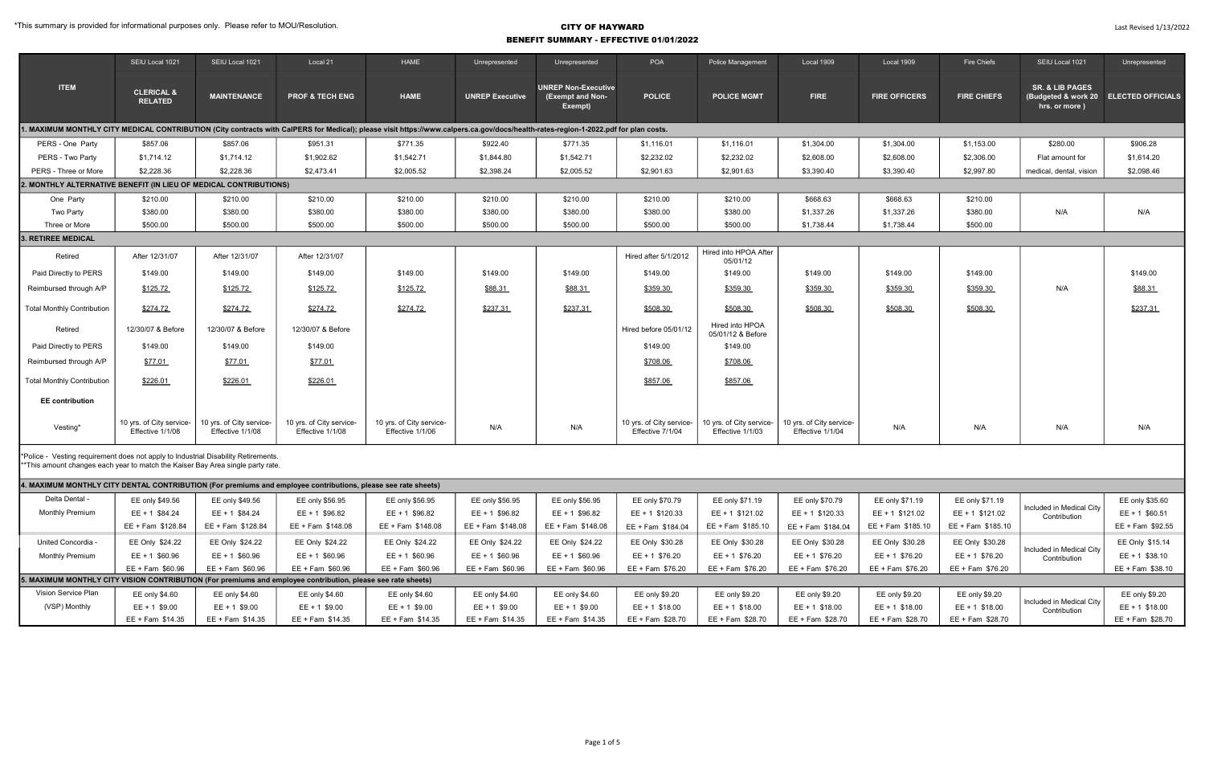*This summary is provided for informational purposes only. Please refer to MOU/Resolution.

# CITY OF HAYWARD
## BENEFIT SUMMARY - EFFECTIVE 01/01/2022

Last Revised 1/13/2022

| ITEM | SEIU Local 1021 CLERICAL & RELATED | SEIU Local 1021 MAINTENANCE | Local 21 PROF & TECH ENG | HAME HAME | Unrepresented UNREP Executive | Unrepresented UNREP Non-Executive (Exempt and Non-Exempt) | POA POLICE | Police Management POLICE MGMT | Local 1909 FIRE | Local 1909 FIRE OFFICERS | Fire Chiefs FIRE CHIEFS | SEIU Local 1021 SR. & LIB PAGES (Budgeted & work 20 hrs. or more ) | Unrepresented ELECTED OFFICIALS |
|---|---|---|---|---|---|---|---|---|---|---|---|---|---|
| **1. MAXIMUM MONTHLY CITY MEDICAL CONTRIBUTION (City contracts with CalPERS for Medical); please visit https://www.calpers.ca.gov/docs/health-rates-region-1-2022.pdf for plan costs.** | | | | | | | | | | | | | |
| PERS - One Party | $857.06 | $857.06 | $951.31 | $771.35 | $922.40 | $771.35 | $1,116.01 | $1,116.01 | $1,304.00 | $1,304.00 | $1,153.00 | $280.00 | $906.28 |
| PERS - Two Party | $1,714.12 | $1,714.12 | $1,902.62 | $1,542.71 | $1,844.80 | $1,542.71 | $2,232.02 | $2,232.02 | $2,608.00 | $2,608.00 | $2,306.00 | Flat amount for | $1,614.20 |
| PERS - Three or More | $2,228.36 | $2,228.36 | $2,473.41 | $2,005.52 | $2,398.24 | $2,005.52 | $2,901.63 | $2,901.63 | $3,390.40 | $3,390.40 | $2,997.80 | medical, dental, vision | $2,098.46 |
| **2. MONTHLY ALTERNATIVE BENEFIT (IN LIEU OF MEDICAL CONTRIBUTIONS)** | | | | | | | | | | | | | |
| One Party | $210.00 | $210.00 | $210.00 | $210.00 | $210.00 | $210.00 | $210.00 | $210.00 | $668.63 | $668.63 | $210.00 | | |
| Two Party | $380.00 | $380.00 | $380.00 | $380.00 | $380.00 | $380.00 | $380.00 | $380.00 | $1,337.26 | $1,337.26 | $380.00 | N/A | N/A |
| Three or More | $500.00 | $500.00 | $500.00 | $500.00 | $500.00 | $500.00 | $500.00 | $500.00 | $1,738.44 | $1,738.44 | $500.00 | | |
| **3. RETIREE MEDICAL** | | | | | | | | | | | | | |
| Retired | After 12/31/07 | After 12/31/07 | After 12/31/07 | | | | Hired after 5/1/2012 | Hired into HPOA After 05/01/12 | | | | | |
| Paid Directly to PERS | $149.00 | $149.00 | $149.00 | $149.00 | $149.00 | $149.00 | $149.00 | $149.00 | $149.00 | $149.00 | $149.00 | | $149.00 |
| Reimbursed through A/P | $125.72 | $125.72 | $125.72 | $125.72 | $88.31 | $88.31 | $359.30 | $359.30 | $359.30 | $359.30 | $359.30 | N/A | $88.31 |
| Total Monthly Contribution | $274.72 | $274.72 | $274.72 | $274.72 | $237.31 | $237.31 | $508.30 | $508.30 | $508.30 | $508.30 | $508.30 | | $237.31 |
| Retired | 12/30/07 & Before | 12/30/07 & Before | 12/30/07 & Before | | | | Hired before 05/01/12 | Hired into HPOA 05/01/12 & Before | | | | | |
| Paid Directly to PERS | $149.00 | $149.00 | $149.00 | | | | $149.00 | $149.00 | | | | | |
| Reimbursed through A/P | $77.01 | $77.01 | $77.01 | | | | $708.06 | $708.06 | | | | | |
| Total Monthly Contribution | $226.01 | $226.01 | $226.01 | | | | $857.06 | $857.06 | | | | | |
| **EE contribution** | | | | | | | | | | | | | |
| Vesting* | 10 yrs. of City service- Effective 1/1/08 | 10 yrs. of City service- Effective 1/1/08 | 10 yrs. of City service- Effective 1/1/08 | 10 yrs. of City service- Effective 1/1/06 | N/A | N/A | 10 yrs. of City service- Effective 7/1/04 | 10 yrs. of City service- Effective 1/1/03 | 10 yrs. of City service- Effective 1/1/04 | N/A | N/A | N/A | N/A |
| **4. MAXIMUM MONTHLY CITY DENTAL CONTRIBUTION (For premiums and employee contributions, please see rate sheets)** | | | | | | | | | | | | | |
| Delta Dental - Monthly Premium | EE only $49.56<br>EE + 1 $84.24<br>EE + Fam $128.84 | EE only $49.56<br>EE + 1 $84.24<br>EE + Fam $128.84 | EE only $56.95<br>EE + 1 $96.82<br>EE + Fam $148.08 | EE only $56.95<br>EE + 1 $96.82<br>EE + Fam $148.08 | EE only $56.95<br>EE + 1 $96.82<br>EE + Fam $148.08 | EE only $56.95<br>EE + 1 $96.82<br>EE + Fam $148.08 | EE only $70.79<br>EE + 1 $120.33<br>EE + Fam $184.04 | EE only $71.19<br>EE + 1 $121.02<br>EE + Fam $185.10 | EE only $70.79<br>EE + 1 $120.33<br>EE + Fam $184.04 | EE only $71.19<br>EE + 1 $121.02<br>EE + Fam $185.10 | EE only $71.19<br>EE + 1 $121.02<br>EE + Fam $185.10 | Included in Medical City Contribution | EE only $35.60<br>EE + 1 $60.51<br>EE + Fam $92.55 |
| United Concordia - Monthly Premium | EE Only $24.22<br>EE + 1 $60.96<br>EE + Fam $60.96 | EE Only $24.22<br>EE + 1 $60.96<br>EE + Fam $60.96 | EE Only $24.22<br>EE + 1 $60.96<br>EE + Fam $60.96 | EE Only $24.22<br>EE + 1 $60.96<br>EE + Fam $60.96 | EE Only $24.22<br>EE + 1 $60.96<br>EE + Fam $60.96 | EE Only $24.22<br>EE + 1 $60.96<br>EE + Fam $60.96 | EE Only $30.28<br>EE + 1 $76.20<br>EE + Fam $76.20 | EE Only $30.28<br>EE + 1 $76.20<br>EE + Fam $76.20 | EE Only $30.28<br>EE + 1 $76.20<br>EE + Fam $76.20 | EE Only $30.28<br>EE + 1 $76.20<br>EE + Fam $76.20 | EE Only $30.28<br>EE + 1 $76.20<br>EE + Fam $76.20 | Included in Medical City Contribution | EE Only $15.14<br>EE + 1 $38.10<br>EE + Fam $38.10 |
| **5. MAXIMUM MONTHLY CITY VISION CONTRIBUTION (For premiums and employee contribution, please see rate sheets)** | | | | | | | | | | | | | |
| Vision Service Plan (VSP) Monthly | EE only $4.60<br>EE + 1 $9.00<br>EE + Fam $14.35 | EE only $4.60<br>EE + 1 $9.00<br>EE + Fam $14.35 | EE only $4.60<br>EE + 1 $9.00<br>EE + Fam $14.35 | EE only $4.60<br>EE + 1 $9.00<br>EE + Fam $14.35 | EE only $4.60<br>EE + 1 $9.00<br>EE + Fam $14.35 | EE only $4.60<br>EE + 1 $9.00<br>EE + Fam $14.35 | EE only $9.20<br>EE + 1 $18.00<br>EE + Fam $28.70 | EE only $9.20<br>EE + 1 $18.00<br>EE + Fam $28.70 | EE only $9.20<br>EE + 1 $18.00<br>EE + Fam $28.70 | EE only $9.20<br>EE + 1 $18.00<br>EE + Fam $28.70 | EE only $9.20<br>EE + 1 $18.00<br>EE + Fam $28.70 | Included in Medical City Contribution | EE only $9.20<br>EE + 1 $18.00<br>EE + Fam $28.70 |

*Police - Vesting requirement does not apply to Industrial Disability Retirements.
**This amount changes each year to match the Kaiser Bay Area single party rate.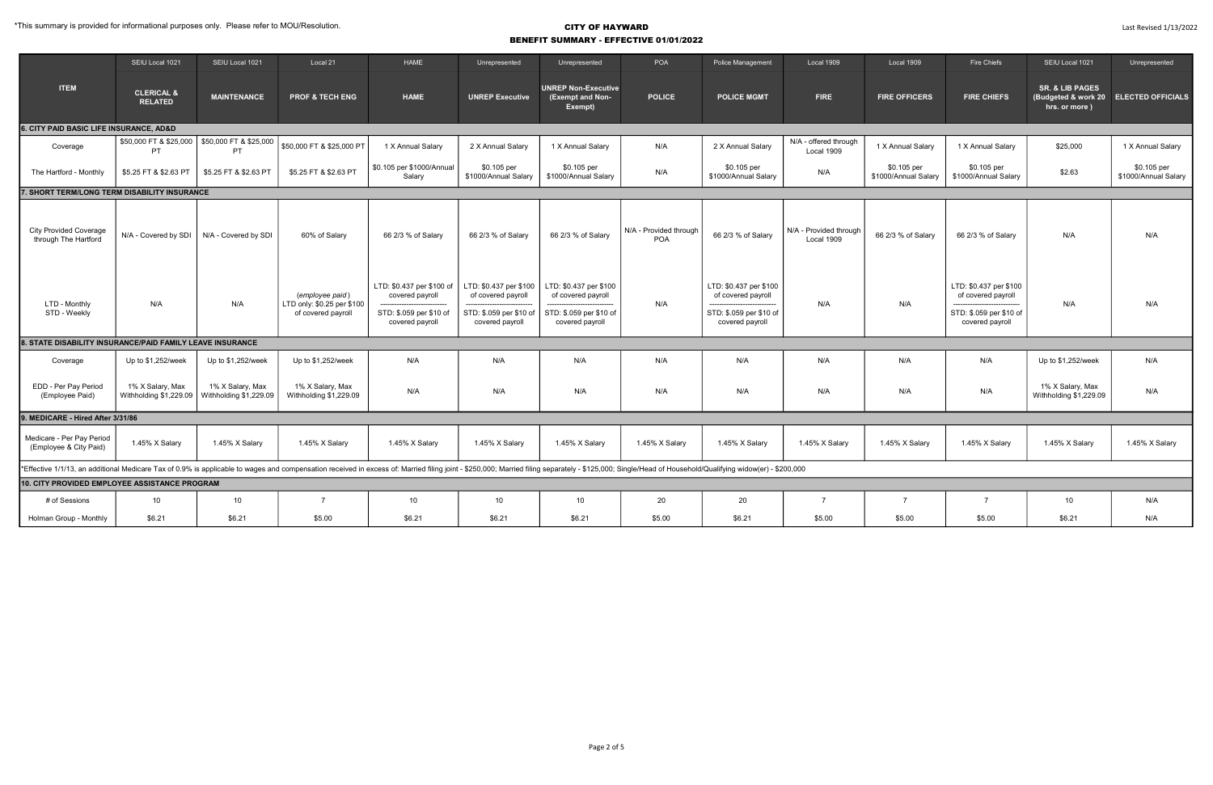*This summary is provided for informational purposes only. Please refer to MOU/Resolution.

# CITY OF HAYWARD
## BENEFIT SUMMARY - EFFECTIVE 01/01/2022

Last Revised 1/13/2022

| | SEIU Local 1021 | SEIU Local 1021 | Local 21 | HAME | Unrepresented | Unrepresented | POA | Police Management | Local 1909 | Local 1909 | Fire Chiefs | SEIU Local 1021 | Unrepresented |
|---|---|---|---|---|---|---|---|---|---|---|---|---|---|
| **ITEM** | **CLERICAL & RELATED** | **MAINTENANCE** | **PROF & TECH ENG** | **HAME** | **UNREP Executive** | **UNREP Non-Executive (Exempt and Non-Exempt)** | **POLICE** | **POLICE MGMT** | **FIRE** | **FIRE OFFICERS** | **FIRE CHIEFS** | **SR. & LIB PAGES (Budgeted & work 20 hrs. or more )** | **ELECTED OFFICIALS** |
| **6. CITY PAID BASIC LIFE INSURANCE, AD&D** | | | | | | | | | | | | | |
| Coverage | $50,000 FT & $25,000 PT | $50,000 FT & $25,000 PT | $50,000 FT & $25,000 PT | 1 X Annual Salary | 2 X Annual Salary | 1 X Annual Salary | N/A | 2 X Annual Salary | N/A - offered through Local 1909 | 1 X Annual Salary | 1 X Annual Salary | $25,000 | 1 X Annual Salary |
| The Hartford - Monthly | $5.25 FT & $2.63 PT | $5.25 FT & $2.63 PT | $5.25 FT & $2.63 PT | $0.105 per $1000/Annual Salary | $0.105 per $1000/Annual Salary | $0.105 per $1000/Annual Salary | N/A | $0.105 per $1000/Annual Salary | N/A | $0.105 per $1000/Annual Salary | $0.105 per $1000/Annual Salary | $2.63 | $0.105 per $1000/Annual Salary |
| **7. SHORT TERM/LONG TERM DISABILITY INSURANCE** | | | | | | | | | | | | | |
| City Provided Coverage through The Hartford | N/A - Covered by SDI | N/A - Covered by SDI | 60% of Salary | 66 2/3 % of Salary | 66 2/3 % of Salary | 66 2/3 % of Salary | N/A - Provided through POA | 66 2/3 % of Salary | N/A - Provided through Local 1909 | 66 2/3 % of Salary | 66 2/3 % of Salary | N/A | N/A |
| LTD - Monthly STD - Weekly | N/A | N/A | *(employee paid)* LTD only: $0.25 per $100 of covered payroll | LTD: $0.437 per $100 of covered payroll ---------- STD: $.059 per $10 of covered payroll | LTD: $0.437 per $100 of covered payroll ---------- STD: $.059 per $10 of covered payroll | LTD: $0.437 per $100 of covered payroll ---------- STD: $.059 per $10 of covered payroll | N/A | LTD: $0.437 per $100 of covered payroll ---------- STD: $.059 per $10 of covered payroll | N/A | N/A | LTD: $0.437 per $100 of covered payroll ---------- STD: $.059 per $10 of covered payroll | N/A | N/A |
| **8. STATE DISABILITY INSURANCE/PAID FAMILY LEAVE INSURANCE** | | | | | | | | | | | | | |
| Coverage | Up to $1,252/week | Up to $1,252/week | Up to $1,252/week | N/A | N/A | N/A | N/A | N/A | N/A | N/A | N/A | Up to $1,252/week | N/A |
| EDD - Per Pay Period (Employee Paid) | 1% X Salary, Max Withholding $1,229.09 | 1% X Salary, Max Withholding $1,229.09 | 1% X Salary, Max Withholding $1,229.09 | N/A | N/A | N/A | N/A | N/A | N/A | N/A | N/A | 1% X Salary, Max Withholding $1,229.09 | N/A |
| **9. MEDICARE - Hired After 3/31/86** | | | | | | | | | | | | | |
| Medicare - Per Pay Period (Employee & City Paid) | 1.45% X Salary | 1.45% X Salary | 1.45% X Salary | 1.45% X Salary | 1.45% X Salary | 1.45% X Salary | 1.45% X Salary | 1.45% X Salary | 1.45% X Salary | 1.45% X Salary | 1.45% X Salary | 1.45% X Salary | 1.45% X Salary |
| *Effective 1/1/13, an additional Medicare Tax of 0.9% is applicable to wages and compensation received in excess of: Married filing joint - $250,000; Married filing separately - $125,000; Single/Head of Household/Qualifying widow(er) - $200,000 | | | | | | | | | | | | | |
| **10. CITY PROVIDED EMPLOYEE ASSISTANCE PROGRAM** | | | | | | | | | | | | | |
| # of Sessions | 10 | 10 | 7 | 10 | 10 | 10 | 20 | 20 | 7 | 7 | 7 | 10 | N/A |
| Holman Group - Monthly | $6.21 | $6.21 | $5.00 | $6.21 | $6.21 | $6.21 | $5.00 | $6.21 | $5.00 | $5.00 | $5.00 | $6.21 | N/A |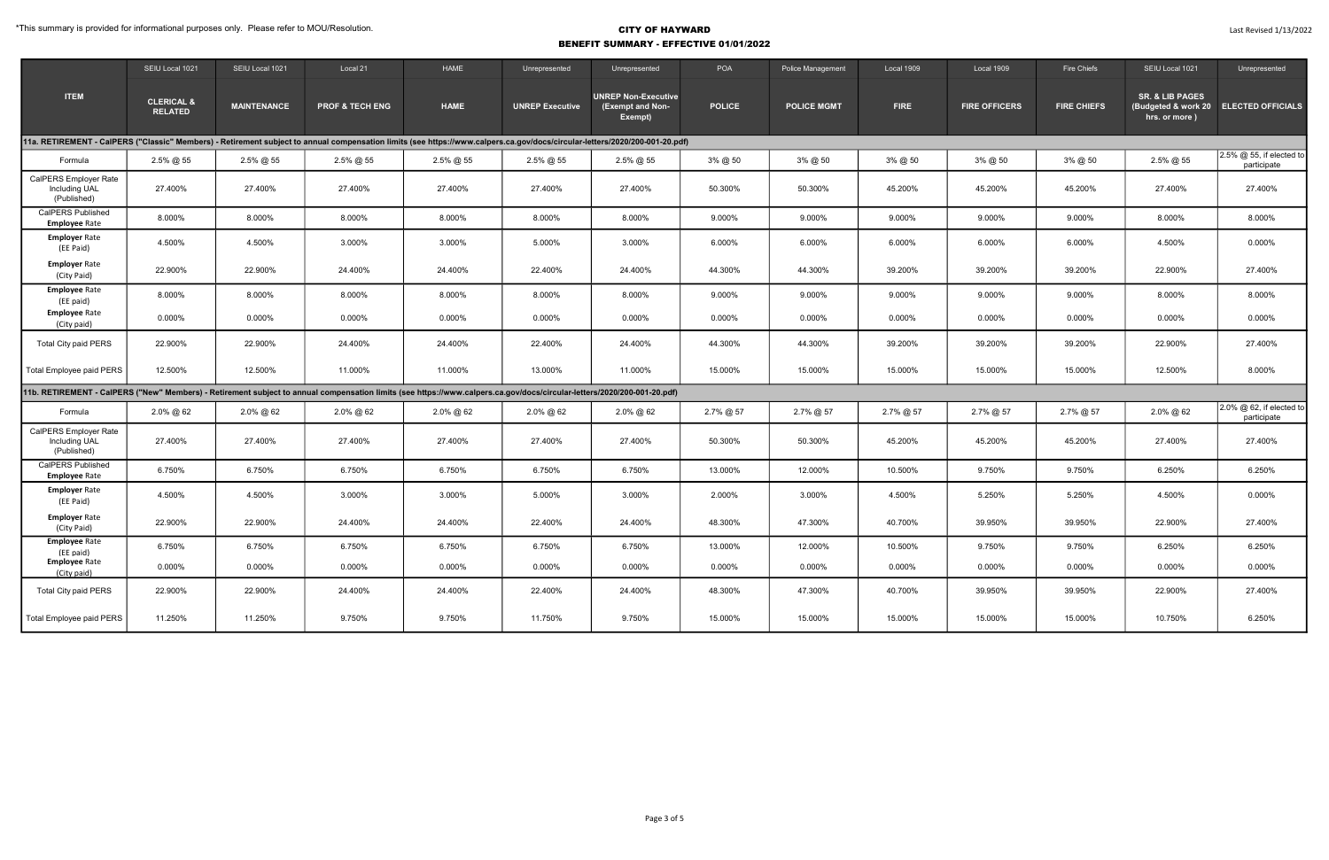*This summary is provided for informational purposes only. Please refer to MOU/Resolution.

# CITY OF HAYWARD
## BENEFIT SUMMARY - EFFECTIVE 01/01/2022

Last Revised 1/13/2022

| | SEIU Local 1021 | SEIU Local 1021 | Local 21 | HAME | Unrepresented | Unrepresented | POA | Police Management | Local 1909 | Local 1909 | Fire Chiefs | SEIU Local 1021 | Unrepresented |
|---|---|---|---|---|---|---|---|---|---|---|---|---|---|
| **ITEM** | **CLERICAL & RELATED** | **MAINTENANCE** | **PROF & TECH ENG** | **HAME** | **UNREP Executive** | **UNREP Non-Executive (Exempt and Non-Exempt)** | **POLICE** | **POLICE MGMT** | **FIRE** | **FIRE OFFICERS** | **FIRE CHIEFS** | **SR. & LIB PAGES (Budgeted & work 20 hrs. or more )** | **ELECTED OFFICIALS** |
| **11a. RETIREMENT - CalPERS ("Classic" Members) - Retirement subject to annual compensation limits (see https://www.calpers.ca.gov/docs/circular-letters/2020/200-001-20.pdf)** | | | | | | | | | | | | | |
| Formula | 2.5% @ 55 | 2.5% @ 55 | 2.5% @ 55 | 2.5% @ 55 | 2.5% @ 55 | 2.5% @ 55 | 3% @ 50 | 3% @ 50 | 3% @ 50 | 3% @ 50 | 3% @ 50 | 2.5% @ 55 | 2.5% @ 55, if elected to participate |
| CalPERS Employer Rate Including UAL (Published) | 27.400% | 27.400% | 27.400% | 27.400% | 27.400% | 27.400% | 50.300% | 50.300% | 45.200% | 45.200% | 45.200% | 27.400% | 27.400% |
| CalPERS Published **Employee** Rate | 8.000% | 8.000% | 8.000% | 8.000% | 8.000% | 8.000% | 9.000% | 9.000% | 9.000% | 9.000% | 9.000% | 8.000% | 8.000% |
| **Employer** Rate (EE Paid) | 4.500% | 4.500% | 3.000% | 3.000% | 5.000% | 3.000% | 6.000% | 6.000% | 6.000% | 6.000% | 6.000% | 4.500% | 0.000% |
| **Employer** Rate (City Paid) | 22.900% | 22.900% | 24.400% | 24.400% | 22.400% | 24.400% | 44.300% | 44.300% | 39.200% | 39.200% | 39.200% | 22.900% | 27.400% |
| **Employee** Rate (EE paid) | 8.000% | 8.000% | 8.000% | 8.000% | 8.000% | 8.000% | 9.000% | 9.000% | 9.000% | 9.000% | 9.000% | 8.000% | 8.000% |
| **Employee** Rate (City paid) | 0.000% | 0.000% | 0.000% | 0.000% | 0.000% | 0.000% | 0.000% | 0.000% | 0.000% | 0.000% | 0.000% | 0.000% | 0.000% |
| Total City paid PERS | 22.900% | 22.900% | 24.400% | 24.400% | 22.400% | 24.400% | 44.300% | 44.300% | 39.200% | 39.200% | 39.200% | 22.900% | 27.400% |
| Total Employee paid PERS | 12.500% | 12.500% | 11.000% | 11.000% | 13.000% | 11.000% | 15.000% | 15.000% | 15.000% | 15.000% | 15.000% | 12.500% | 8.000% |
| **11b. RETIREMENT - CalPERS ("New" Members) - Retirement subject to annual compensation limits (see https://www.calpers.ca.gov/docs/circular-letters/2020/200-001-20.pdf)** | | | | | | | | | | | | | |
| Formula | 2.0% @ 62 | 2.0% @ 62 | 2.0% @ 62 | 2.0% @ 62 | 2.0% @ 62 | 2.0% @ 62 | 2.7% @ 57 | 2.7% @ 57 | 2.7% @ 57 | 2.7% @ 57 | 2.7% @ 57 | 2.0% @ 62 | 2.0% @ 62, if elected to participate |
| CalPERS Employer Rate Including UAL (Published) | 27.400% | 27.400% | 27.400% | 27.400% | 27.400% | 27.400% | 50.300% | 50.300% | 45.200% | 45.200% | 45.200% | 27.400% | 27.400% |
| CalPERS Published **Employee** Rate | 6.750% | 6.750% | 6.750% | 6.750% | 6.750% | 6.750% | 13.000% | 12.000% | 10.500% | 9.750% | 9.750% | 6.250% | 6.250% |
| **Employer** Rate (EE Paid) | 4.500% | 4.500% | 3.000% | 3.000% | 5.000% | 3.000% | 2.000% | 3.000% | 4.500% | 5.250% | 5.250% | 4.500% | 0.000% |
| **Employer** Rate (City Paid) | 22.900% | 22.900% | 24.400% | 24.400% | 22.400% | 24.400% | 48.300% | 47.300% | 40.700% | 39.950% | 39.950% | 22.900% | 27.400% |
| **Employee** Rate (EE paid) | 6.750% | 6.750% | 6.750% | 6.750% | 6.750% | 6.750% | 13.000% | 12.000% | 10.500% | 9.750% | 9.750% | 6.250% | 6.250% |
| **Employee** Rate (City paid) | 0.000% | 0.000% | 0.000% | 0.000% | 0.000% | 0.000% | 0.000% | 0.000% | 0.000% | 0.000% | 0.000% | 0.000% | 0.000% |
| Total City paid PERS | 22.900% | 22.900% | 24.400% | 24.400% | 22.400% | 24.400% | 48.300% | 47.300% | 40.700% | 39.950% | 39.950% | 22.900% | 27.400% |
| Total Employee paid PERS | 11.250% | 11.250% | 9.750% | 9.750% | 11.750% | 9.750% | 15.000% | 15.000% | 15.000% | 15.000% | 15.000% | 10.750% | 6.250% |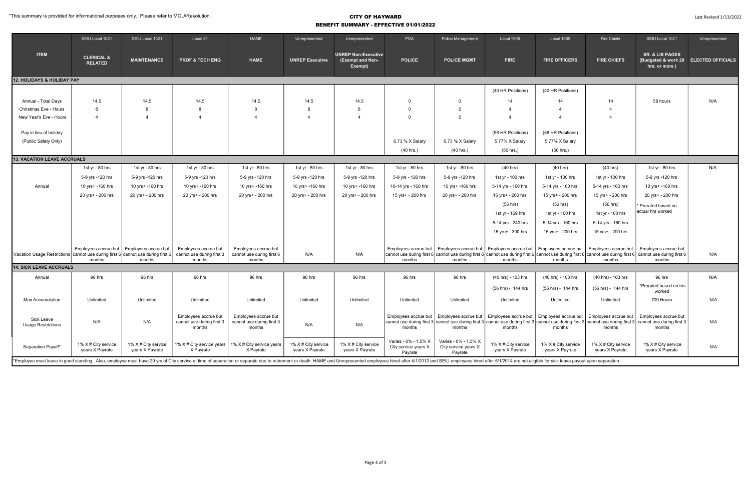*This summary is provided for informational purposes only. Please refer to MOU/Resolution.

# CITY OF HAYWARD
## BENEFIT SUMMARY - EFFECTIVE 01/01/2022

Last Revised 1/13/2022

| | SEIU Local 1021 | SEIU Local 1021 | Local 21 | HAME | Unrepresented | Unrepresented | POA | Police Management | Local 1909 | Local 1909 | Fire Chiefs | SEIU Local 1021 | Unrepresented |
|---|---|---|---|---|---|---|---|---|---|---|---|---|---|
| **ITEM** | **CLERICAL & RELATED** | **MAINTENANCE** | **PROF & TECH ENG** | **HAME** | **UNREP Executive** | **UNREP Non-Executive (Exempt and Non-Exempt)** | **POLICE** | **POLICE MGMT** | **FIRE** | **FIRE OFFICERS** | **FIRE CHIEFS** | **SR. & LIB PAGES (Budgeted & work 20 hrs. or more )** | **ELECTED OFFICIALS** |
| **12. HOLIDAYS & HOLIDAY PAY** | | | | | | | | | | | | | |
| | | | | | | | | | (40 HR Positions) | (40 HR Positions) | | | |
| Annual - Total Days | 14.5 | 14.5 | 14.5 | 14.5 | 14.5 | 14.5 | 0 | 0 | 14 | 14 | 14 | 58 hours | N/A |
| Christmas Eve - Hours | 8 | 8 | 8 | 8 | 8 | 8 | 0 | 0 | 4 | 4 | 4 | | |
| New Year's Eve - Hours | 4 | 4 | 4 | 4 | 4 | 4 | 0 | 0 | 4 | 4 | 4 | | |
| Pay in lieu of holiday (Public Safety Only) | | | | | | | 6.73 % X Salary (40 hrs.) | 6.73 % X Salary (40 hrs.) | (56 HR Positions) 5.77% X Salary (56 hrs.) | (56 HR Positions) 5.77% X Salary (56 hrs.) | | | |
| **13. VACATION LEAVE ACCRUALS** | | | | | | | | | | | | | |
| Annual | 1st yr - 80 hrs<br>5-9 yrs -120 hrs<br>10 yrs+ -160 hrs<br>20 yrs+ - 200 hrs | 1st yr - 80 hrs<br>5-9 yrs -120 hrs<br>10 yrs+ -160 hrs<br>20 yrs+ - 200 hrs | 1st yr - 80 hrs<br>5-9 yrs -120 hrs<br>10 yrs+ -160 hrs<br>20 yrs+ - 200 hrs | 1st yr - 80 hrs<br>5-9 yrs -120 hrs<br>10 yrs+ -160 hrs<br>20 yrs+ - 200 hrs | 1st yr - 80 hrs<br>5-9 yrs -120 hrs<br>10 yrs+ -160 hrs<br>20 yrs+ - 200 hrs | 1st yr - 80 hrs<br>5-9 yrs -120 hrs<br>10 yrs+ -160 hrs<br>20 yrs+ - 200 hrs | 1st yr - 80 hrs<br>5-9 yrs - 120 hrs<br>10-14 yrs - 160 hrs<br>15 yrs+ - 200 hrs | 1st yr - 80 hrs<br>5-9 yrs -120 hrs<br>10 yrs+ -160 hrs<br>20 yrs+ - 200 hrs | (40 hrs)<br>1st yr - 100 hrs<br>5-14 yrs - 160 hrs<br>15 yrs+ - 200 hrs<br>(56 hrs)<br>1st yr - 169 hrs<br>5-14 yrs - 240 hrs<br>15 yrs+ - 300 hrs | (40 hrs)<br>1st yr - 100 hrs<br>5-14 yrs - 160 hrs<br>15 yrs+ - 200 hrs<br>(56 hrs)<br>1st yr - 100 hrs<br>5-14 yrs - 160 hrs<br>15 yrs+ - 200 hrs | (40 hrs)<br>1st yr - 100 hrs<br>5-14 yrs - 160 hrs<br>15 yrs+ - 200 hrs<br>(56 hrs)<br>1st yr - 100 hrs<br>5-14 yrs - 160 hrs<br>15 yrs+ - 200 hrs | 1st yr - 80 hrs<br>5-9 yrs -120 hrs<br>10 yrs+ -160 hrs<br>20 yrs+ - 200 hrs<br>* Prorated based on actual hrs worked | N/A |
| Vacation Usage Restrictions | Employees accrue but cannot use during first 6 months | Employees accrue but cannot use during first 6 months | Employees accrue but cannot use during first 3 months | Employees accrue but cannot use during first 6 months | N/A | N/A | Employees accrue but cannot use during first 6 months | Employees accrue but cannot use during first 6 months | Employees accrue but cannot use during first 6 months | Employees accrue but cannot use during first 6 months | Employees accrue but cannot use during first 6 months | Employees accrue but cannot use during first 6 months | N/A |
| **14. SICK LEAVE ACCRUALS** | | | | | | | | | | | | | |
| Annual | 96 hrs | 96 hrs | 96 hrs | 96 hrs | 96 hrs | 96 hrs | 96 hrs | 96 hrs | (40 hrs) - 103 hrs<br>(56 hrs) - 144 hrs | (40 hrs) - 103 hrs<br>(56 hrs) - 144 hrs | (40 hrs) - 103 hrs<br>(56 hrs) - 144 hrs | 96 hrs<br>*Prorated based on hrs worked | N/A |
| Max Accumulation | Unlimited | Unlimited | Unlimited | Unlimited | Unlimited | Unlimited | Unlimited | Unlimited | Unlimited | Unlimited | Unlimited | 720 Hours | N/A |
| Sick Leave Usage Restrictions | N/A | N/A | Employees accrue but cannot use during first 3 months | Employees accrue but cannot use during first 3 months | N/A | N/A | Employees accrue but cannot use during first 3 months | Employees accrue but cannot use during first 3 months | Employees accrue but cannot use during first 3 months | Employees accrue but cannot use during first 3 months | Employees accrue but cannot use during first 3 months | Employees accrue but cannot use during first 3 months | N/A |
| Separation Payoff* | 1% X # City service years X Payrate | 1% X # City service years X Payrate | 1% X # City service years X Payrate | 1% X # City service years X Payrate | 1% X # City service years X Payrate | 1% X # City service years X Payrate | Varies - 0% - 1.5% X City service years X Payrate | Varies - 0% - 1.5% X City service years X Payrate | 1% X # City service years X Payrate | 1% X # City service years X Payrate | 1% X # City service years X Payrate | 1% X # City service years X Payrate | N/A |

*Employee must leave in good standing. Also, employee must have 20 yrs of City service at time of separation or separate due to retirement or death. HAME and Unrepresented employees hired after 4/1/2012 and SEIU employees hired after 5/1/2014 are not eligible for sick leave payout upon separation.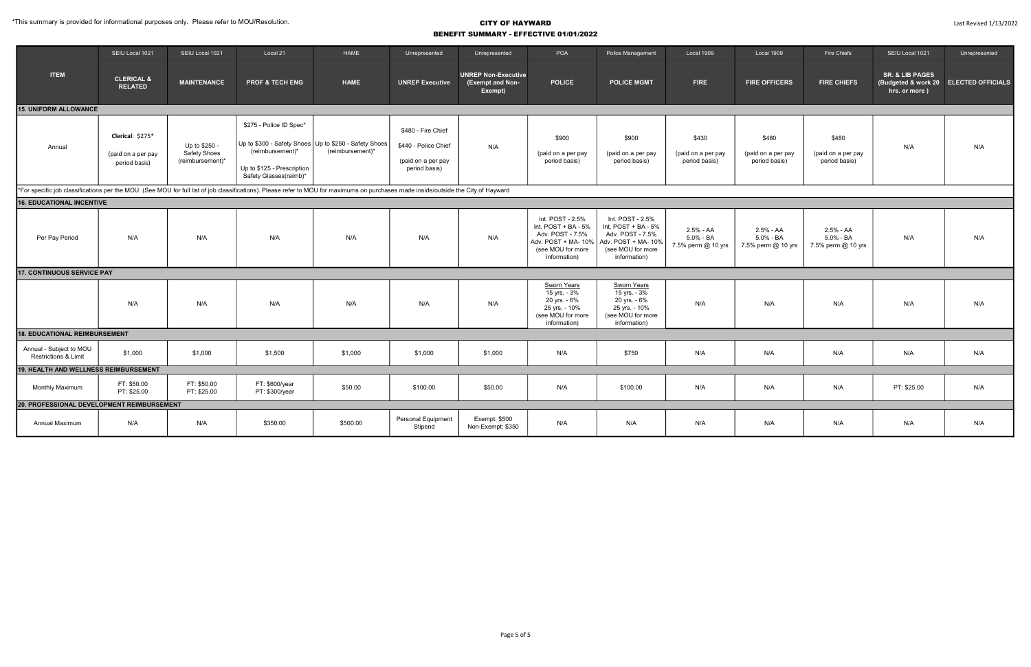*This summary is provided for informational purposes only. Please refer to MOU/Resolution.

# CITY OF HAYWARD
## BENEFIT SUMMARY - EFFECTIVE 01/01/2022

Last Revised 1/13/2022

| | SEIU Local 1021 | SEIU Local 1021 | Local 21 | HAME | Unrepresented | Unrepresented | POA | Police Management | Local 1909 | Local 1909 | Fire Chiefs | SEIU Local 1021 | Unrepresented |
|---|---|---|---|---|---|---|---|---|---|---|---|---|---|
| **ITEM** | **CLERICAL & RELATED** | **MAINTENANCE** | **PROF & TECH ENG** | **HAME** | **UNREP Executive** | **UNREP Non-Executive (Exempt and Non-Exempt)** | **POLICE** | **POLICE MGMT** | **FIRE** | **FIRE OFFICERS** | **FIRE CHIEFS** | **SR. & LIB PAGES (Budgeted & work 20 hrs. or more )** | **ELECTED OFFICIALS** |
| **15. UNIFORM ALLOWANCE** | | | | | | | | | | | | | |
| Annual | **Clerical**: $275* (paid on a per pay period basis) | Up to $250 - Safety Shoes (reimbursement)* | $275 - Police ID Spec* Up to $300 - Safety Shoes (reimbursement)* Up to $125 - Prescription Safety Glasses(reimb)* | Up to $250 - Safety Shoes (reimbursement)* | $480 - Fire Chief $440 - Police Chief (paid on a per pay period basis) | N/A | $900 (paid on a per pay period basis) | $900 (paid on a per pay period basis) | $430 (paid on a per pay period basis) | $480 (paid on a per pay period basis) | $480 (paid on a per pay period basis) | N/A | N/A |
| *For specific job classifications per the MOU. (See MOU for full list of job classifications). Please refer to MOU for maximums on purchases made inside/outside the City of Hayward | | | | | | | | | | | | | |
| **16. EDUCATIONAL INCENTIVE** | | | | | | | | | | | | | |
| Per Pay Period | N/A | N/A | N/A | N/A | N/A | N/A | Int. POST - 2.5% Int. POST + BA - 5% Adv. POST - 7.5% Adv. POST + MA- 10% (see MOU for more information) | Int. POST - 2.5% Int. POST + BA - 5% Adv. POST - 7.5% Adv. POST + MA- 10% (see MOU for more information) | 2.5% - AA 5.0% - BA 7.5% perm @ 10 yrs | 2.5% - AA 5.0% - BA 7.5% perm @ 10 yrs | 2.5% - AA 5.0% - BA 7.5% perm @ 10 yrs | N/A | N/A |
| **17. CONTINUOUS SERVICE PAY** | | | | | | | | | | | | | |
| | N/A | N/A | N/A | N/A | N/A | N/A | Sworn Years 15 yrs. - 3% 20 yrs. - 6% 25 yrs. - 10% (see MOU for more information) | Sworn Years 15 yrs. - 3% 20 yrs. - 6% 25 yrs. - 10% (see MOU for more information) | N/A | N/A | N/A | N/A | N/A |
| **18. EDUCATIONAL REIMBURSEMENT** | | | | | | | | | | | | | |
| Annual - Subject to MOU Restrictions & Limit | $1,000 | $1,000 | $1,500 | $1,000 | $1,000 | $1,000 | N/A | $750 | N/A | N/A | N/A | N/A | N/A |
| **19. HEALTH AND WELLNESS REIMBURSEMENT** | | | | | | | | | | | | | |
| Monthly Maximum | FT: $50.00 PT: $25.00 | FT: $50.00 PT: $25.00 | FT: $600/year PT: $300/year | $50.00 | $100.00 | $50.00 | N/A | $100.00 | N/A | N/A | N/A | PT: $25.00 | N/A |
| **20. PROFESSIONAL DEVELOPMENT REIMBURSEMENT** | | | | | | | | | | | | | |
| Annual Maximum | N/A | N/A | $350.00 | $500.00 | Personal Equipment Stipend | Exempt: $500 Non-Exempt: $350 | N/A | N/A | N/A | N/A | N/A | N/A | N/A |